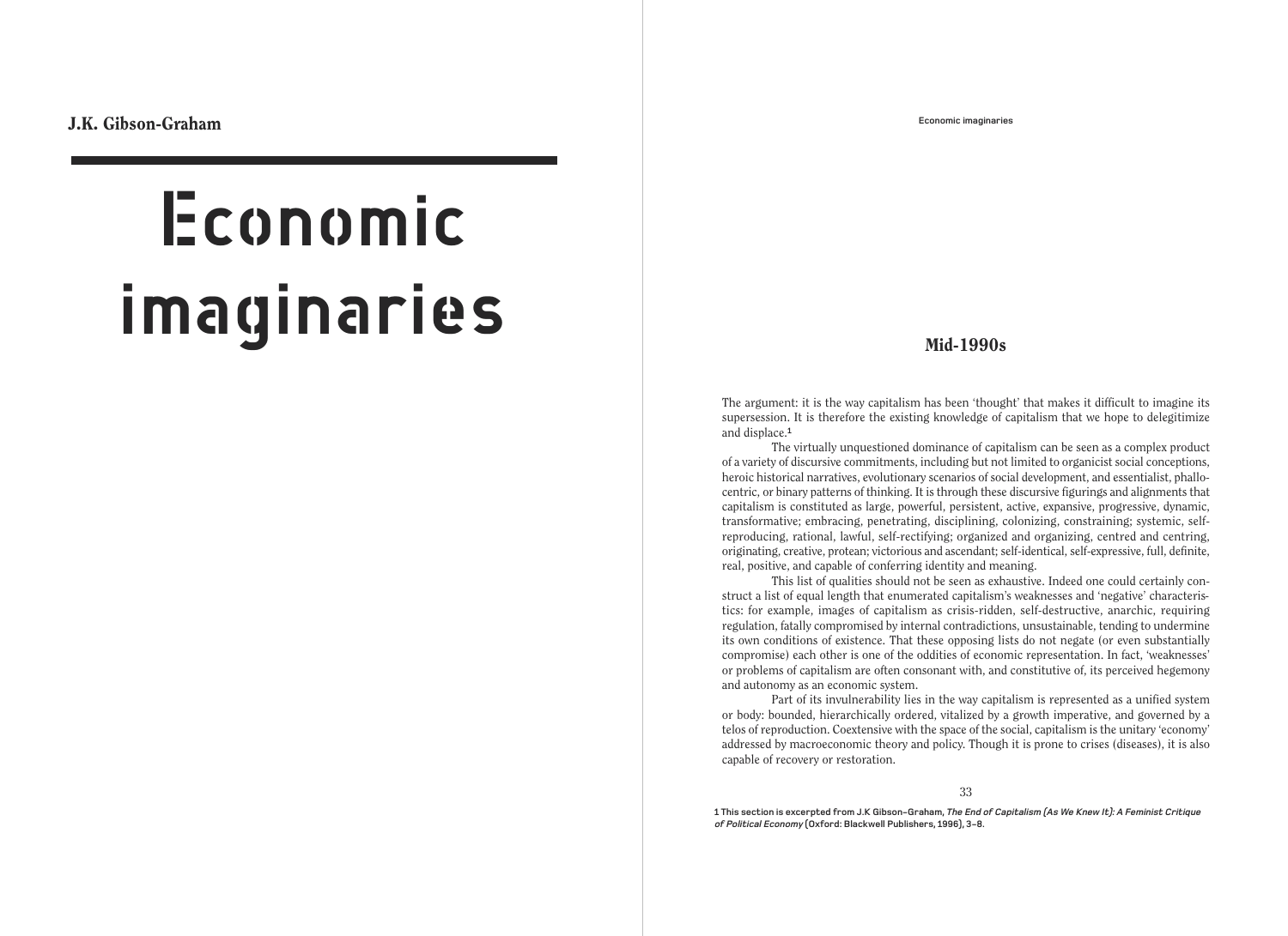J.K. Gibson-Graham

# Economic imaginaries

## Mid-1990s

The argument: it is the way capitalism has been 'thought' that makes it difficult to imagine its supersession. It is therefore the existing knowledge of capitalism that we hope to delegitimize and displace.[1]

The virtually unquestioned dominance of capitalism can be seen as a complex product of a variety of discursive commitments, including but not limited to organicist social conceptions, heroic historical narratives, evolutionary scenarios of social development, and essentialist, phallocentric, or binary patterns of thinking. It is through these discursive figurings and alignments that capitalism is constituted as large, powerful, persistent, active, expansive, progressive, dynamic, transformative; embracing, penetrating, disciplining, colonizing, constraining; systemic, self-reproducing, rational, lawful, self-rectifying; organized and organizing, centred and centring, originating, creative, protean; victorious and ascendant; self-identical, self-expressive, full, definite, real, positive, and capable of conferring identity and meaning.

This list of qualities should not be seen as exhaustive. Indeed one could certainly construct a list of equal length that enumerated capitalism's weaknesses and 'negative' characteristics: for example, images of capitalism as crisis-ridden, self-destructive, anarchic, requiring regulation, fatally compromised by internal contradictions, unsustainable, tending to undermine its own conditions of existence. That these opposing lists do not negate (or even substantially compromise) each other is one of the oddities of economic representation. In fact, 'weaknesses' or problems of capitalism are often consonant with, and constitutive of, its perceived hegemony and autonomy as an economic system.

Part of its invulnerability lies in the way capitalism is represented as a unified system or body: bounded, hierarchically ordered, vitalized by a growth imperative, and governed by a telos of reproduction. Coextensive with the space of the social, capitalism is the unitary 'economy' addressed by macroeconomic theory and policy. Though it is prone to crises (diseases), it is also capable of recovery or restoration.

[1] This section is excerpted from J.K Gibson-Graham, *The End of Capitalism (As We Knew It): A Feminist Critique of Political Economy* (Oxford: Blackwell Publishers, 1996), 3–8.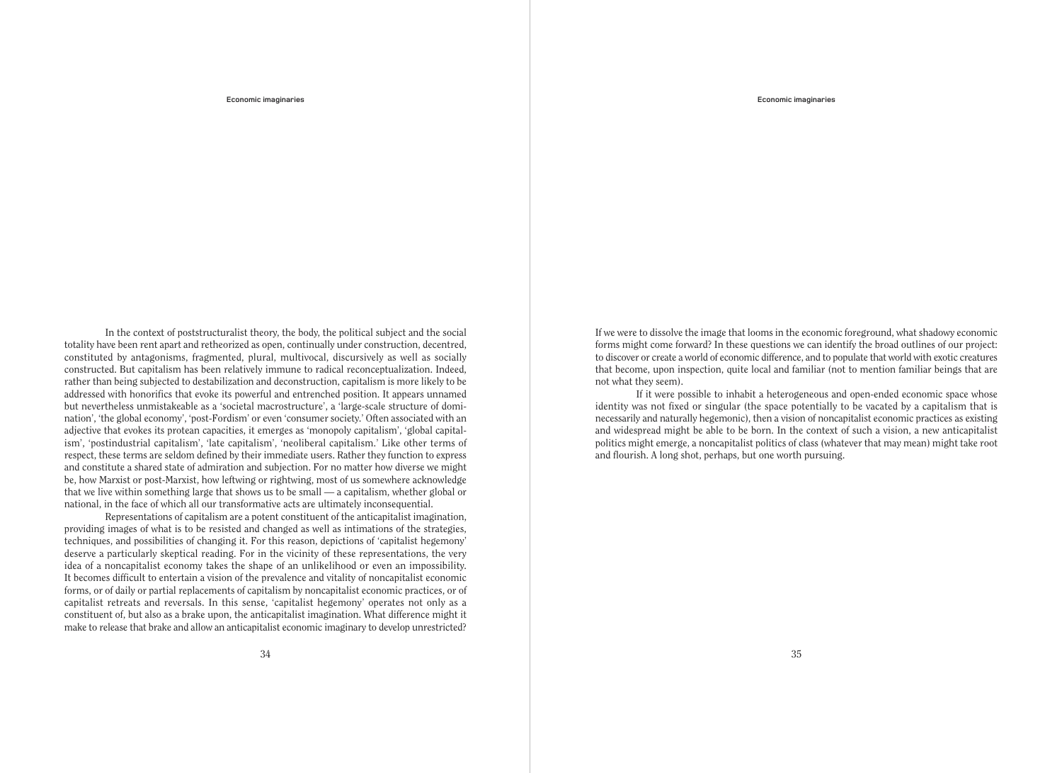In the context of poststructuralist theory, the body, the political subject and the social totality have been rent apart and retheorized as open, continually under construction, decentred, constituted by antagonisms, fragmented, plural, multivocal, discursively as well as socially constructed. But capitalism has been relatively immune to radical reconceptualization. Indeed, rather than being subjected to destabilization and deconstruction, capitalism is more likely to be addressed with honorifics that evoke its powerful and entrenched position. It appears unnamed but nevertheless unmistakeable as a 'societal macrostructure', a 'large-scale structure of domination', 'the global economy', 'post-Fordism' or even 'consumer society.' Often associated with an adjective that evokes its protean capacities, it emerges as 'monopoly capitalism', 'global capitalism', 'postindustrial capitalism', 'late capitalism', 'neoliberal capitalism.' Like other terms of respect, these terms are seldom defined by their immediate users. Rather they function to express and constitute a shared state of admiration and subjection. For no matter how diverse we might be, how Marxist or post-Marxist, how leftwing or rightwing, most of us somewhere acknowledge that we live within something large that shows us to be small — a capitalism, whether global or national, in the face of which all our transformative acts are ultimately inconsequential.

Representations of capitalism are a potent constituent of the anticapitalist imagination, providing images of what is to be resisted and changed as well as intimations of the strategies, techniques, and possibilities of changing it. For this reason, depictions of 'capitalist hegemony' deserve a particularly skeptical reading. For in the vicinity of these representations, the very idea of a noncapitalist economy takes the shape of an unlikelihood or even an impossibility. It becomes difficult to entertain a vision of the prevalence and vitality of noncapitalist economic forms, or of daily or partial replacements of capitalism by noncapitalist economic practices, or of capitalist retreats and reversals. In this sense, 'capitalist hegemony' operates not only as a constituent of, but also as a brake upon, the anticapitalist imagination. What difference might it make to release that brake and allow an anticapitalist economic imaginary to develop unrestricted? If we were to dissolve the image that looms in the economic foreground, what shadowy economic forms might come forward? In these questions we can identify the broad outlines of our project: to discover or create a world of economic difference, and to populate that world with exotic creatures that become, upon inspection, quite local and familiar (not to mention familiar beings that are not what they seem).

If it were possible to inhabit a heterogeneous and open-ended economic space whose identity was not fixed or singular (the space potentially to be vacated by a capitalism that is necessarily and naturally hegemonic), then a vision of noncapitalist economic practices as existing and widespread might be able to be born. In the context of such a vision, a new anticapitalist politics might emerge, a noncapitalist politics of class (whatever that may mean) might take root and flourish. A long shot, perhaps, but one worth pursuing.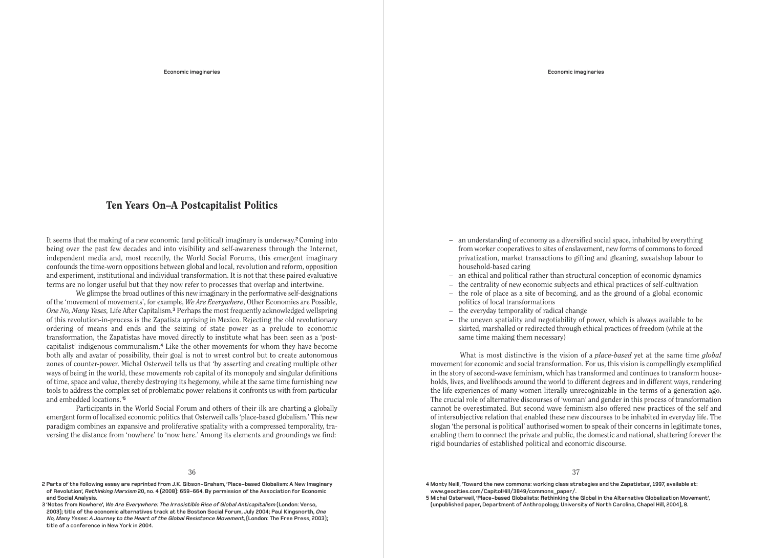## Ten Years On–A Postcapitalist Politics

It seems that the making of a new economic (and political) imaginary is underway.[2] Coming into being over the past few decades and into visibility and self-awareness through the Internet, independent media and, most recently, the World Social Forums, this emergent imaginary confounds the time-worn oppositions between global and local, revolution and reform, opposition and experiment, institutional and individual transformation. It is not that these paired evaluative terms are no longer useful but that they now refer to processes that overlap and intertwine.

We glimpse the broad outlines of this new imaginary in the performative self-designations of the 'movement of movements', for example, *We Are Everywhere*, Other Economies are Possible, *One No, Many Yeses,* Life After Capitalism.[3] Perhaps the most frequently acknowledged wellspring of this revolution-in-process is the Zapatista uprising in Mexico. Rejecting the old revolutionary ordering of means and ends and the seizing of state power as a prelude to economic transformation, the Zapatistas have moved directly to institute what has been seen as a 'post-capitalist' indigenous communalism.[4] Like the other movements for whom they have become both ally and avatar of possibility, their goal is not to wrest control but to create autonomous zones of counter-power. Michal Osterweil tells us that 'by asserting and creating multiple other ways of being in the world, these movements rob capital of its monopoly and singular definitions of time, space and value, thereby destroying its hegemony, while at the same time furnishing new tools to address the complex set of problematic power relations it confronts us with from particular and embedded locations.'[5]

Participants in the World Social Forum and others of their ilk are charting a globally emergent form of localized economic politics that Osterweil calls 'place-based globalism.' This new paradigm combines an expansive and proliferative spatiality with a compressed temporality, traversing the distance from 'nowhere' to 'now here.' Among its elements and groundings we find:

- an understanding of economy as a diversified social space, inhabited by everything from worker cooperatives to sites of enslavement, new forms of commons to forced privatization, market transactions to gifting and gleaning, sweatshop labour to household-based caring
- an ethical and political rather than structural conception of economic dynamics
- the centrality of new economic subjects and ethical practices of self-cultivation
- the role of place as a site of becoming, and as the ground of a global economic politics of local transformations
- the everyday temporality of radical change
- the uneven spatiality and negotiability of power, which is always available to be skirted, marshalled or redirected through ethical practices of freedom (while at the same time making them necessary)

What is most distinctive is the vision of a *place-based* yet at the same time *global* movement for economic and social transformation. For us, this vision is compellingly exemplified in the story of second-wave feminism, which has transformed and continues to transform households, lives, and livelihoods around the world to different degrees and in different ways, rendering the life experiences of many women literally unrecognizable in the terms of a generation ago. The crucial role of alternative discourses of 'woman' and gender in this process of transformation cannot be overestimated. But second wave feminism also offered new practices of the self and of intersubjective relation that enabled these new discourses to be inhabited in everyday life. The slogan 'the personal is political' authorised women to speak of their concerns in legitimate tones, enabling them to connect the private and public, the domestic and national, shattering forever the rigid boundaries of established political and economic discourse.

---

2 Parts of the following essay are reprinted from J.K. Gibson-Graham, 'Place-based Globalism: A New Imaginary of Revolution', *Rethinking Marxism* 20, no. 4 (2008): 659–664. By permission of the Association for Economic and Social Analysis.

3 'Notes from Nowhere', *We Are Everywhere: The Irresistible Rise of Global Anticapitalism* (London: Verso, 2003); title of the economic alternatives track at the Boston Social Forum, July 2004; Paul Kingsnorth, *One No, Many Yeses: A Journey to the Heart of the Global Resistance Movement*, (London: The Free Press, 2003); title of a conference in New York in 2004.

4 Monty Neill, 'Toward the new commons: working class strategies and the Zapatistas', 1997, available at: www.geocities.com/CapitolHill/3849/commons_paper/.

5 Michal Osterweil, 'Place-based Globalists: Rethinking the Global in the Alternative Globalization Movement', (unpublished paper, Department of Anthropology, University of North Carolina, Chapel Hill, 2004), 8.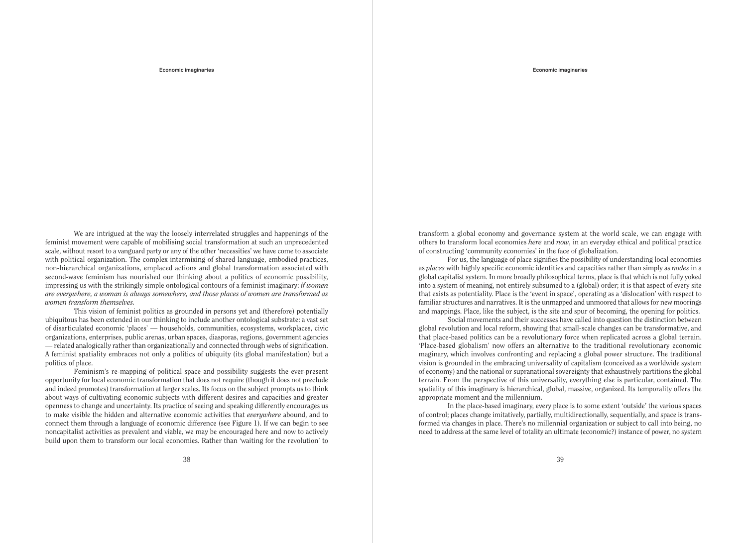We are intrigued at the way the loosely interrelated struggles and happenings of the feminist movement were capable of mobilising social transformation at such an unprecedented scale, without resort to a vanguard party or any of the other 'necessities' we have come to associate with political organization. The complex intermixing of shared language, embodied practices, non-hierarchical organizations, emplaced actions and global transformation associated with second-wave feminism has nourished our thinking about a politics of economic possibility, impressing us with the strikingly simple ontological contours of a feminist imaginary: *if women are everywhere, a woman is always somewhere, and those places of women are transformed as women transform themselves.*

This vision of feminist politics as grounded in persons yet and (therefore) potentially ubiquitous has been extended in our thinking to include another ontological substrate: a vast set of disarticulated economic 'places' — households, communities, ecosystems, workplaces, civic organizations, enterprises, public arenas, urban spaces, diasporas, regions, government agencies — related analogically rather than organizationally and connected through webs of signification. A feminist spatiality embraces not only a politics of ubiquity (its global manifestation) but a politics of place.

Feminism's re-mapping of political space and possibility suggests the ever-present opportunity for local economic transformation that does not require (though it does not preclude and indeed promotes) transformation at larger scales. Its focus on the subject prompts us to think about ways of cultivating economic subjects with different desires and capacities and greater openness to change and uncertainty. Its practice of seeing and speaking differently encourages us to make visible the hidden and alternative economic activities that *everywhere* abound, and to connect them through a language of economic difference (see Figure 1). If we can begin to see noncapitalist activities as prevalent and viable, we may be encouraged here and now to actively build upon them to transform our local economies. Rather than 'waiting for the revolution' to transform a global economy and governance system at the world scale, we can engage with others to transform local economies *here* and *now*, in an everyday ethical and political practice of constructing 'community economies' in the face of globalization.

For us, the language of place signifies the possibility of understanding local economies as *places* with highly specific economic identities and capacities rather than simply as *nodes* in a global capitalist system. In more broadly philosophical terms, place is that which is not fully yoked into a system of meaning, not entirely subsumed to a (global) order; it is that aspect of every site that exists as potentiality. Place is the 'event in space', operating as a 'dislocation' with respect to familiar structures and narratives. It is the unmapped and unmoored that allows for new moorings and mappings. Place, like the subject, is the site and spur of becoming, the opening for politics.

Social movements and their successes have called into question the distinction between global revolution and local reform, showing that small-scale changes can be transformative, and that place-based politics can be a revolutionary force when replicated across a global terrain. 'Place-based globalism' now offers an alternative to the traditional revolutionary economic imaginary, which involves confronting and replacing a global power structure. The traditional vision is grounded in the embracing universality of capitalism (conceived as a worldwide system of economy) and the national or supranational sovereignty that exhaustively partitions the global terrain. From the perspective of this universality, everything else is particular, contained. The spatiality of this imaginary is hierarchical, global, massive, organized. Its temporality offers the appropriate moment and the millennium.

In the place-based imaginary, every place is to some extent 'outside' the various spaces of control; places change imitatively, partially, multidirectionally, sequentially, and space is transformed via changes in place. There's no millennial organization or subject to call into being, no need to address at the same level of totality an ultimate (economic?) instance of power, no system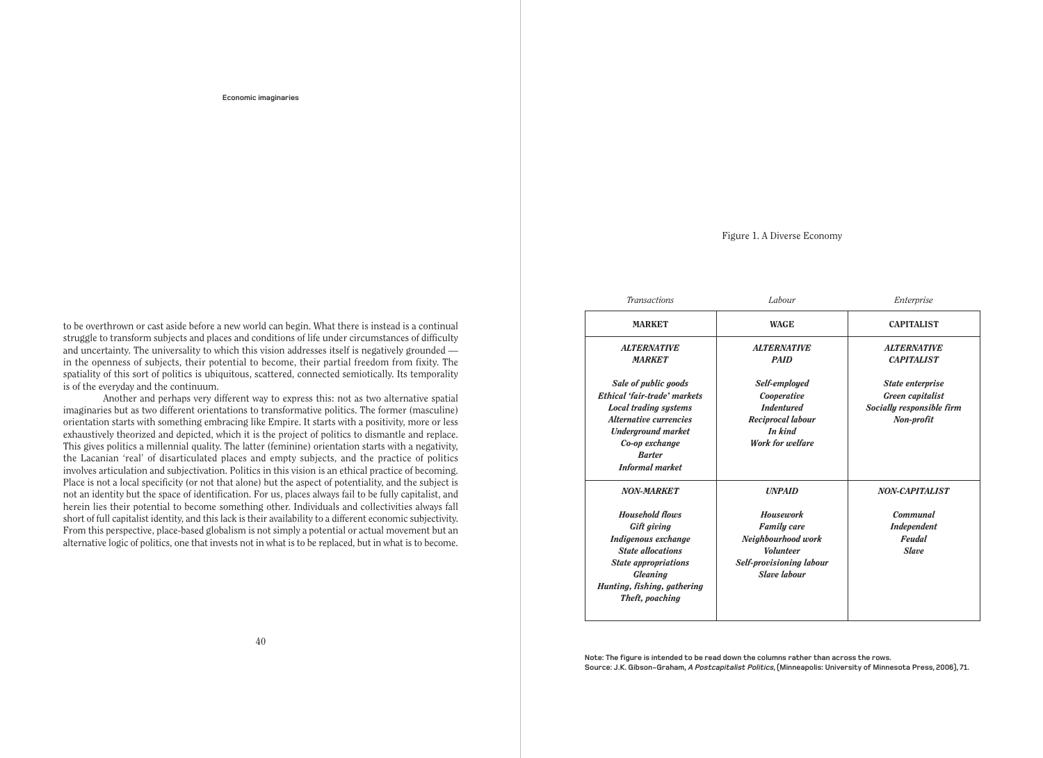to be overthrown or cast aside before a new world can begin. What there is instead is a continual struggle to transform subjects and places and conditions of life under circumstances of difficulty and uncertainty. The universality to which this vision addresses itself is negatively grounded — in the openness of subjects, their potential to become, their partial freedom from fixity. The spatiality of this sort of politics is ubiquitous, scattered, connected semiotically. Its temporality is of the everyday and the continuum.

Another and perhaps very different way to express this: not as two alternative spatial imaginaries but as two different orientations to transformative politics. The former (masculine) orientation starts with something embracing like Empire. It starts with a positivity, more or less exhaustively theorized and depicted, which it is the project of politics to dismantle and replace. This gives politics a millennial quality. The latter (feminine) orientation starts with a negativity, the Lacanian 'real' of disarticulated places and empty subjects, and the practice of politics involves articulation and subjectivation. Politics in this vision is an ethical practice of becoming. Place is not a local specificity (or not that alone) but the aspect of potentiality, and the subject is not an identity but the space of identification. For us, places always fail to be fully capitalist, and herein lies their potential to become something other. Individuals and collectivities always fall short of full capitalist identity, and this lack is their availability to a different economic subjectivity. From this perspective, place-based globalism is not simply a potential or actual movement but an alternative logic of politics, one that invests not in what is to be replaced, but in what is to become.

Figure 1. A Diverse Economy

| *Transactions* | *Labour* | *Enterprise* |
|---|---|---|
| **MARKET** | **WAGE** | **CAPITALIST** |
| ***ALTERNATIVE MARKET***<br><br>***Sale of public goods***<br>***Ethical 'fair-trade' markets***<br>***Local trading systems***<br>***Alternative currencies***<br>***Underground market***<br>***Co-op exchange***<br>***Barter***<br>***Informal market*** | ***ALTERNATIVE PAID***<br><br>***Self-employed***<br>***Cooperative***<br>***Indentured***<br>***Reciprocal labour***<br>***In kind***<br>***Work for welfare*** | ***ALTERNATIVE CAPITALIST***<br><br>***State enterprise***<br>***Green capitalist***<br>***Socially responsible firm***<br>***Non-profit*** |
| ***NON-MARKET***<br><br>***Household flows***<br>***Gift giving***<br>***Indigenous exchange***<br>***State allocations***<br>***State appropriations***<br>***Gleaning***<br>***Hunting, fishing, gathering***<br>***Theft, poaching*** | ***UNPAID***<br><br>***Housework***<br>***Family care***<br>***Neighbourhood work***<br>***Volunteer***<br>***Self-provisioning labour***<br>***Slave labour*** | ***NON-CAPITALIST***<br><br>***Communal***<br>***Independent***<br>***Feudal***<br>***Slave*** |

Note: The figure is intended to be read down the columns rather than across the rows.
Source: J.K. Gibson-Graham, *A Postcapitalist Politics*, (Minneapolis: University of Minnesota Press, 2006), 71.